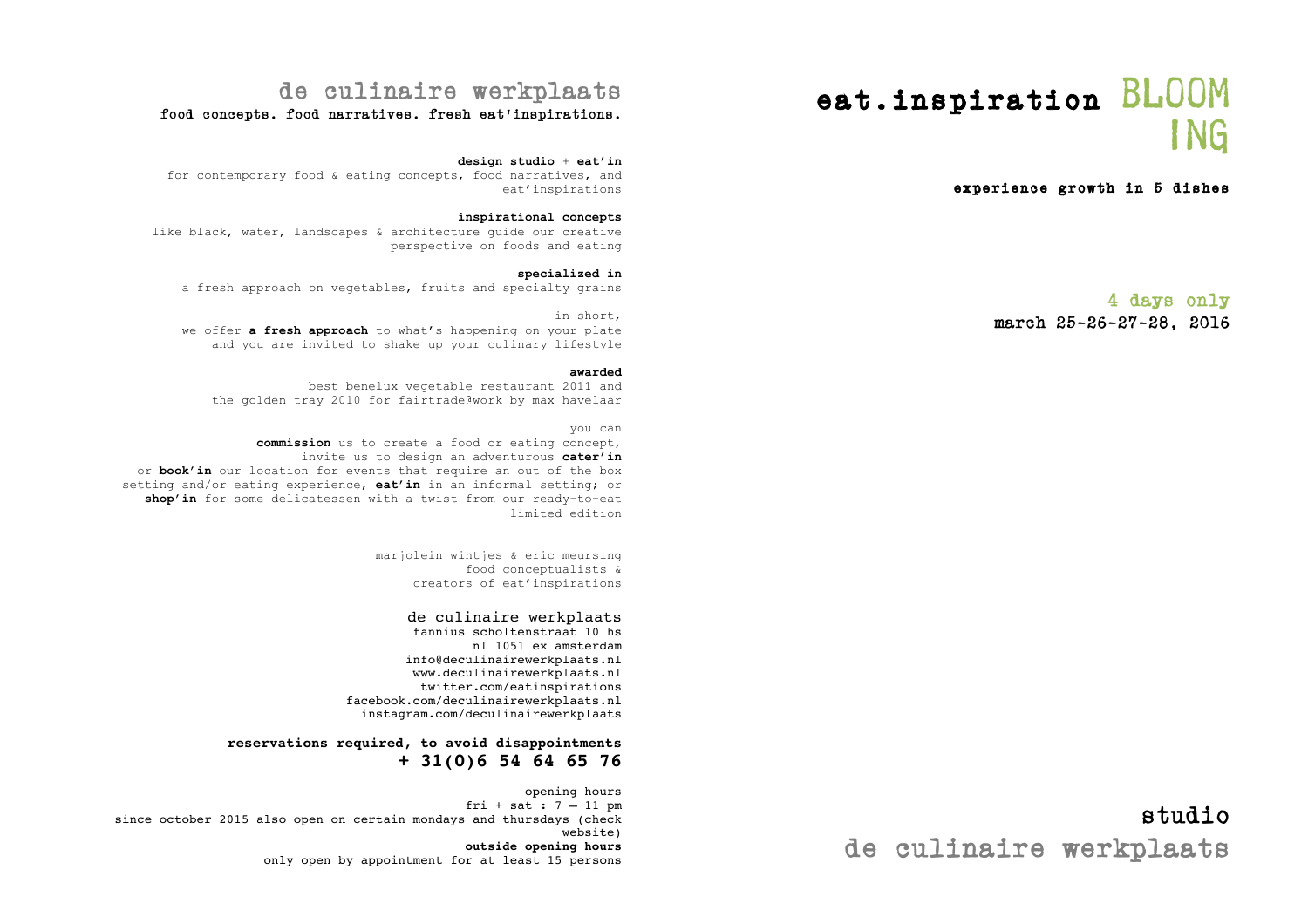# de culinaire werkplaats

food concepts. food narratives. fresh eat'inspirations.

**design studio** + **eat'in**
for contemporary food & eating concepts, food narratives, and eat'inspirations

**inspirational concepts**
like black, water, landscapes & architecture guide our creative perspective on foods and eating

**specialized in**
a fresh approach on vegetables, fruits and specialty grains

in short,
we offer **a fresh approach** to what's happening on your plate and you are invited to shake up your culinary lifestyle

**awarded**
best benelux vegetable restaurant 2011 and the golden tray 2010 for fairtrade@work by max havelaar

you can
**commission** us to create a food or eating concept, invite us to design an adventurous **cater'in** or **book'in** our location for events that require an out of the box setting and/or eating experience, **eat'in** in an informal setting; or **shop'in** for some delicatessen with a twist from our ready-to-eat limited edition

marjolein wintjes & eric meursing
food conceptualists &
creators of eat'inspirations

de culinaire werkplaats
fannius scholtenstraat 10 hs
nl 1051 ex amsterdam
info@deculinairewerkplaats.nl
www.deculinairewerkplaats.nl
twitter.com/eatinspirations
facebook.com/deculinairewerkplaats.nl
instagram.com/deculinairewerkplaats

**reservations required, to avoid disappointments**
**+ 31(0)6 54 64 65 76**

opening hours
fri + sat : 7 – 11 pm
since october 2015 also open on certain mondays and thursdays (check website)
**outside opening hours**
only open by appointment for at least 15 persons

# eat.inspiration BLOOMING

**experience growth in 5 dishes**

**4 days only**
march 25-26-27-28, 2016

**studio**
de culinaire werkplaats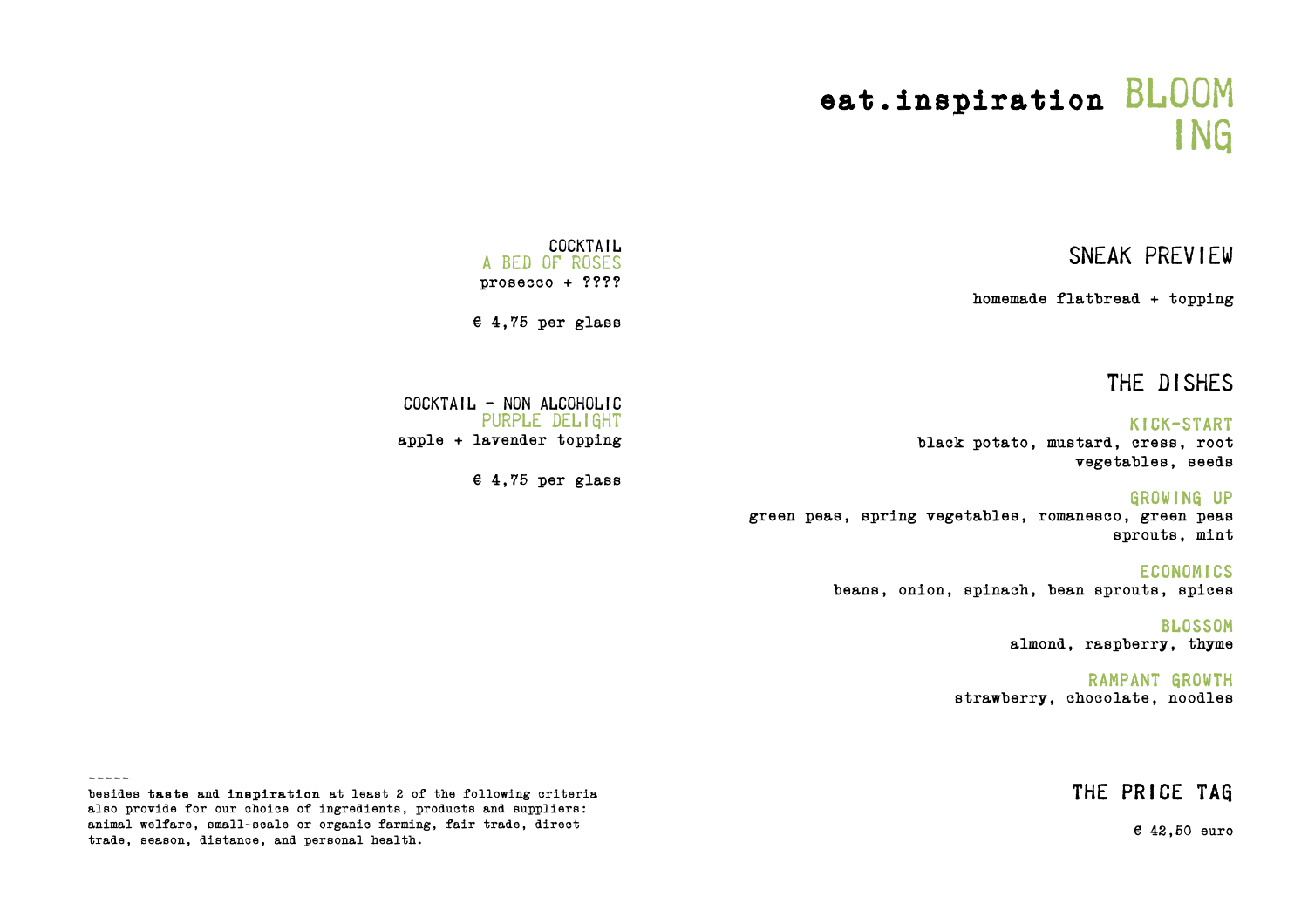# eat.inspiration BLOOMING

## SNEAK PREVIEW

homemade flatbread + topping

## THE DISHES

### KICK-START

black potato, mustard, cress, root vegetables, seeds

### GROWING UP

green peas, spring vegetables, romanesco, green peas sprouts, mint

### ECONOMICS

beans, onion, spinach, bean sprouts, spices

### BLOSSOM

almond, raspberry, thyme

### RAMPANT GROWTH

strawberry, chocolate, noodles

## THE PRICE TAG

€ 42,50 euro

COCKTAIL
A BED OF ROSES
prosecco + ????

€ 4,75 per glass

COCKTAIL - NON ALCOHOLIC
PURPLE DELIGHT
apple + lavender topping

€ 4,75 per glass

-----

besides **taste** and **inspiration** at least 2 of the following criteria also provide for our choice of ingredients, products and suppliers: animal welfare, small-scale or organic farming, fair trade, direct trade, season, distance, and personal health.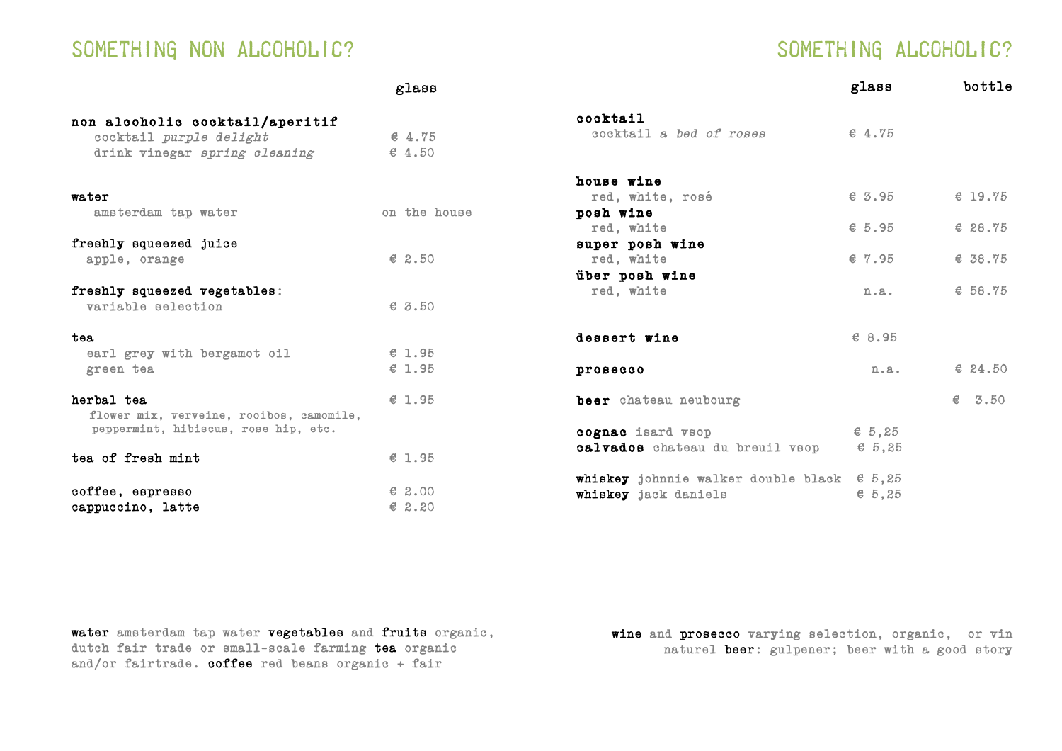## SOMETHING NON ALCOHOLIC?

| | glass |
|---|---|
| **non alcoholic cocktail/aperitif** | |
| cocktail *purple delight* | € 4.75 |
| drink vinegar *spring cleaning* | € 4.50 |
| **water** | |
| amsterdam tap water | on the house |
| **freshly squeezed juice** | |
| apple, orange | € 2.50 |
| **freshly squeezed vegetables:** | |
| variable selection | € 3.50 |
| **tea** | |
| earl grey with bergamot oil | € 1.95 |
| green tea | € 1.95 |
| **herbal tea** | € 1.95 |
| flower mix, verveine, rooibos, camomile, peppermint, hibiscus, rose hip, etc. | |
| **tea of fresh mint** | € 1.95 |
| **coffee, espresso** | € 2.00 |
| **cappuccino, latte** | € 2.20 |

**water** amsterdam tap water **vegetables** and **fruits** organic, dutch fair trade or small-scale farming **tea** organic and/or fairtrade. **coffee** red beans organic + fair

## SOMETHING ALCOHOLIC?

| | glass | bottle |
|---|---|---|
| **cocktail** | | |
| cocktail *a bed of roses* | € 4.75 | |
| **house wine** | | |
| red, white, rosé | € 3.95 | € 19.75 |
| **posh wine** | | |
| red, white | € 5.95 | € 28.75 |
| **super posh wine** | | |
| red, white | € 7.95 | € 38.75 |
| **über posh wine** | | |
| red, white | n.a. | € 58.75 |
| **dessert wine** | € 8.95 | |
| **prosecco** | n.a. | € 24.50 |
| **beer** chateau neubourg | | € 3.50 |
| **cognac** isard vsop | € 5,25 | |
| **calvados** chateau du breuil vsop | € 5,25 | |
| **whiskey** johnnie walker double black | € 5,25 | |
| **whiskey** jack daniels | € 5,25 | |

**wine** and **prosecco** varying selection, organic, or vin naturel **beer**: gulpener; beer with a good story